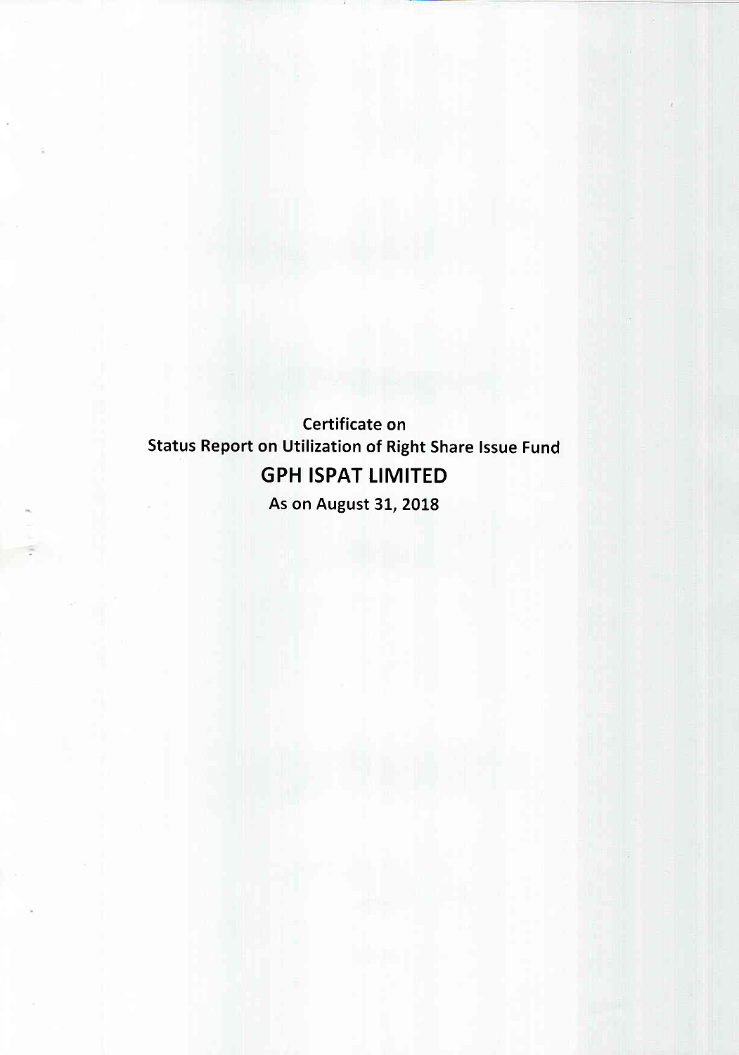**Certificate on**

**Status Report on Utilization of Right Share Issue Fund**

# GPH ISPAT LIMITED

**As on August 31, 2018**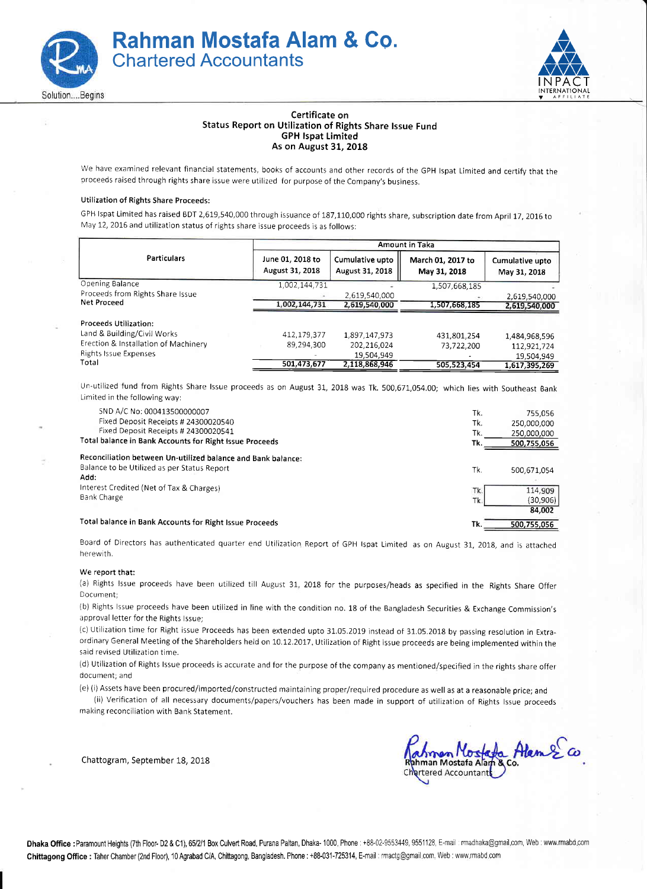# Rahman Mostafa Alam & Co.
## Chartered Accountants

Solution....Begins

INPACT INTERNATIONAL AFFILIATE

### Certificate on
### Status Report on Utilization of Rights Share Issue Fund
### GPH Ispat Limited
### As on August 31, 2018

We have examined relevant financial statements, books of accounts and other records of the GPH Ispat Limited and certify that the proceeds raised through rights share issue were utilized for purpose of the Company's business.

**Utilization of Rights Share Proceeds:**

GPH Ispat Limited has raised BDT 2,619,540,000 through issuance of 187,110,000 rights share, subscription date from April 17, 2016 to May 12, 2016 and utilization status of rights share issue proceeds is as follows:

| Particulars | Amount in Taka | | | |
|---|---|---|---|---|
| | June 01, 2018 to August 31, 2018 | Cumulative upto August 31, 2018 | March 01, 2017 to May 31, 2018 | Cumulative upto May 31, 2018 |
| Opening Balance | 1,002,144,731 | - | 1,507,668,185 | - |
| Proceeds from Rights Share Issue | - | 2,619,540,000 | - | 2,619,540,000 |
| **Net Proceed** | **1,002,144,731** | **2,619,540,000** | **1,507,668,185** | **2,619,540,000** |
| **Proceeds Utilization:** | | | | |
| Land & Building/Civil Works | 412,179,377 | 1,897,147,973 | 431,801,254 | 1,484,968,596 |
| Erection & Installation of Machinery | 89,294,300 | 202,216,024 | 73,722,200 | 112,921,724 |
| Rights Issue Expenses | - | 19,504,949 | - | 19,504,949 |
| Total | **501,473,677** | **2,118,868,946** | **505,523,454** | **1,617,395,269** |

Un-utilized fund from Rights Share Issue proceeds as on August 31, 2018 was Tk. 500,671,054.00; which lies with Southeast Bank Limited in the following way:

| | | |
|---|---|---|
| SND A/C No: 000413500000007 | Tk. | 755,056 |
| Fixed Deposit Receipts # 24300020540 | Tk. | 250,000,000 |
| Fixed Deposit Receipts # 24300020541 | Tk. | 250,000,000 |
| **Total balance in Bank Accounts for Right Issue Proceeds** | **Tk.** | **500,755,056** |

**Reconciliation between Un-utilized balance and Bank balance:**

| | | |
|---|---|---|
| Balance to be Utilized as per Status Report | Tk. | 500,671,054 |
| **Add:** | | |
| Interest Credited (Net of Tax & Charges) | Tk. | 114,909 |
| Bank Charge | Tk. | (30,906) |
| | | **84,002** |
| **Total balance in Bank Accounts for Right Issue Proceeds** | **Tk.** | **500,755,056** |

Board of Directors has authenticated quarter end Utilization Report of GPH Ispat Limited as on August 31, 2018, and is attached herewith.

**We report that:**

(a) Rights Issue proceeds have been utilized till August 31, 2018 for the purposes/heads as specified in the Rights Share Offer Document;

(b) Rights Issue proceeds have been utilized in line with the condition no. 18 of the Bangladesh Securities & Exchange Commission's approval letter for the Rights Issue;

(c) Utilization time for Right issue Proceeds has been extended upto 31.05.2019 instead of 31.05.2018 by passing resolution in Extra-ordinary General Meeting of the Shareholders held on 10.12.2017, Utilization of Right issue proceeds are being implemented within the said revised Utilization time.

(d) Utilization of Rights Issue proceeds is accurate and for the purpose of the company as mentioned/specified in the rights share offer document; and

(e) (i) Assets have been procured/imported/constructed maintaining proper/required procedure as well as at a reasonable price; and
(ii) Verification of all necessary documents/papers/vouchers has been made in support of utilization of Rights Issue proceeds making reconciliation with Bank Statement.

Chattogram, September 18, 2018

Rahman Mostafa Alam & Co.
Chartered Accountants

**Dhaka Office :** Paramount Heights (7th Floor- D2 & C1), 65/2/1 Box Culvert Road, Purana Paltan, Dhaka- 1000, Phone : +88-02-9553449, 9551128, E-mail : rmadhaka@gmail.com, Web : www.rmabd.com
**Chittagong Office :** Taher Chamber (2nd Floor), 10 Agrabad C/A, Chittagong, Bangladesh. Phone : +88-031-725314, E-mail : rmactg@gmail.com, Web : www.rmabd.com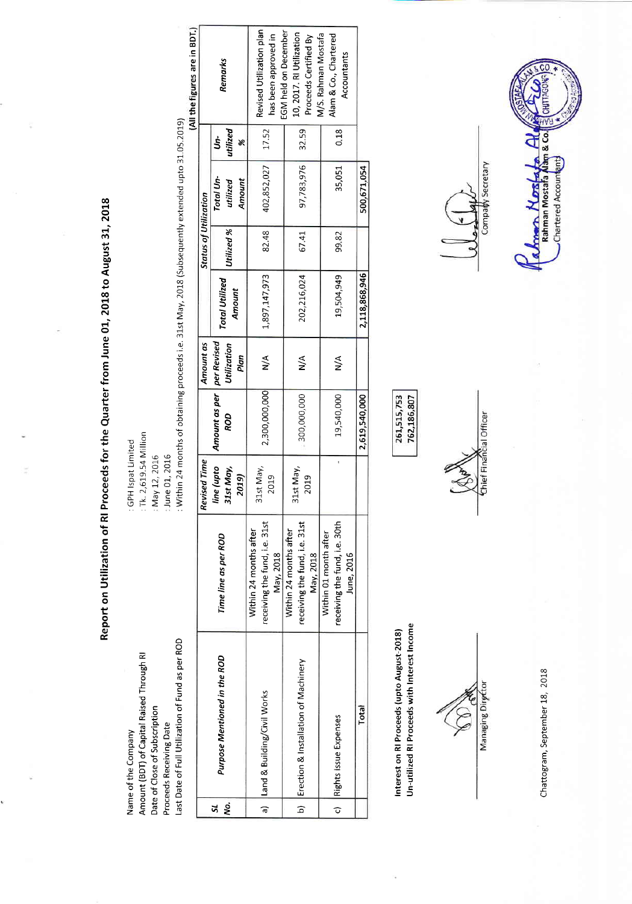# Report on Utilization of RI Proceeds for the Quarter from June 01, 2018 to August 31, 2018

Name of the Company : GPH Ispat Limited
Amount (BDT) of Capital Raised Through RI : Tk. 2,619.54 Million
Date of Close of Subscription : May 12, 2016
Proceeds Receiving Date : June 01, 2016
Last Date of Full Utilization of Fund as per ROD : Within 24 months of obtaining proceeds i.e. 31st May, 2018 (Subsequently extended upto 31.05.2019)

(All the figures are in BDT.)

| SL No. | Purpose Mentioned in the ROD | Time line as per ROD | Revised Time line (upto 31st May, 2019) | Amount as per ROD | Amount as per Revised Utilization Plan | Status of Utilization | | | | Remarks |
|---|---|---|---|---|---|---|---|---|---|---|
| | | | | | | Total Utilized Amount | Utilized % | Total Un-utilized Amount | Un-utilized % | |
| a) | Land & Building/Civil Works | Within 24 months after receiving the fund, i.e. 31st May, 2018 | 31st May, 2019 | 2,300,000,000 | N/A | 1,897,147,973 | 82.48 | 402,852,027 | 17.52 | Revised Utilization plan has been approved in EGM held on December 10, 2017. RI Utilization Proceeds Certified By M/S. Rahman Mostafa Alam & Co., Chartered Accountants |
| b) | Erection & Installation of Machinery | Within 24 months after receiving the fund, i.e. 31st May, 2018 | 31st May, 2019 | 300,000,000 | N/A | 202,216,024 | 67.41 | 97,783,976 | 32.59 | |
| c) | Rights Issue Expenses | Within 01 month after receiving the fund, i.e. 30th June, 2016 | - | 19,540,000 | N/A | 19,504,949 | 99.82 | 35,051 | 0.18 | |
| | Total | | | 2,619,540,000 | | 2,118,868,946 | | 500,671,054 | | |

| | |
|---|---|
| Interest on RI Proceeds (upto August-2018) | 261,515,753 |
| Un-utilized RI Proceeds with Interest Income | 762,186,807 |

Managing Director

Chief Financial Officer

Company Secretary

Rahman Mostafa Alam & Co.
Chartered Accountants

Chattogram, September 18, 2018